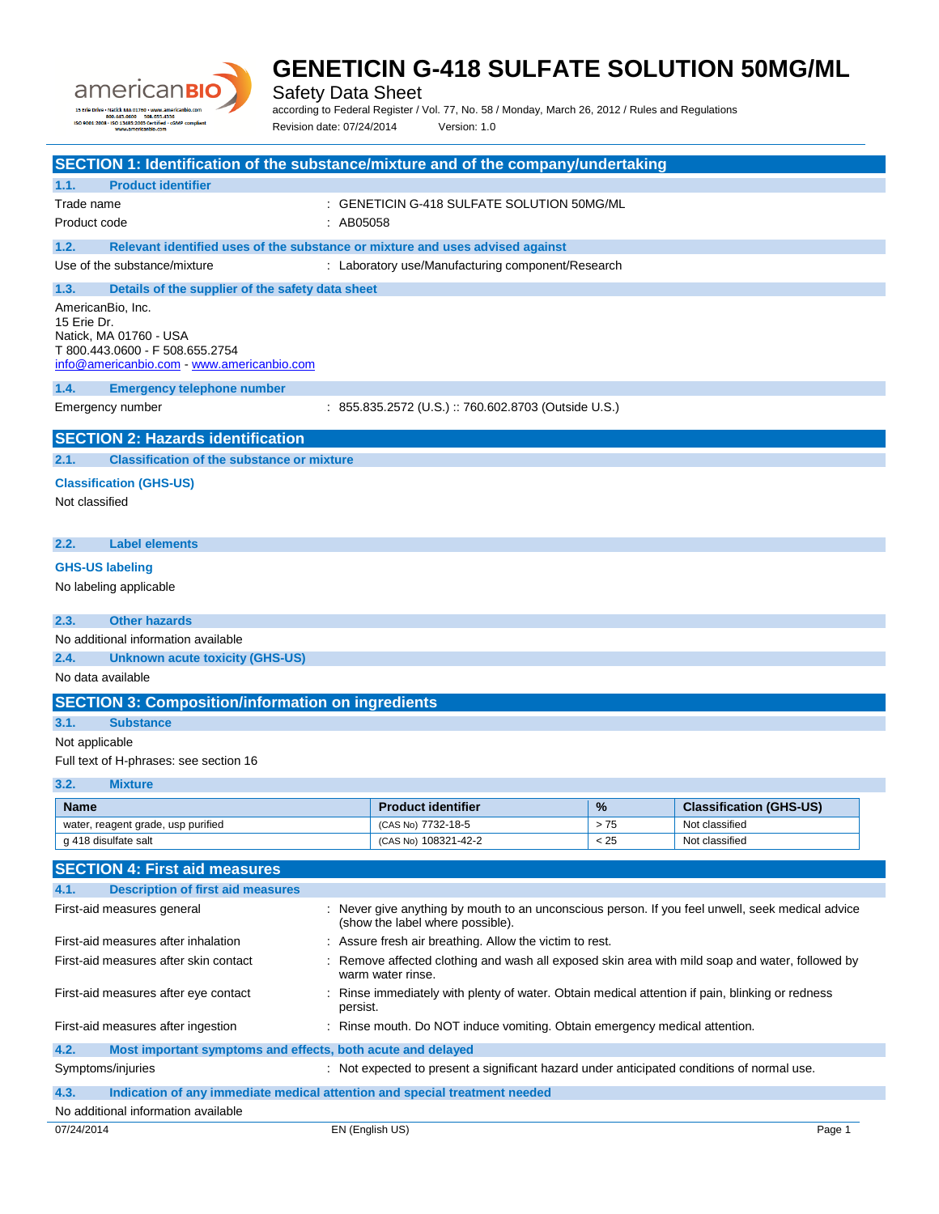# GENETICIN G-418 SULFATE SOLUTION 50MG/ML

Safety Data Sheet

according to Federal Register / Vol. 77, No. 58 / Monday, March 26, 2012 / Rules and Regulations

Revision date: 07/24/2014 Version: 1.0

## SECTION 1: Identification of the substance/mixture and of the company/undertaking

### 1.1. Product identifier

Trade name : GENETICIN G-418 SULFATE SOLUTION 50MG/ML

Product code : AB05058

### 1.2. Relevant identified uses of the substance or mixture and uses advised against

Use of the substance/mixture : Laboratory use/Manufacturing component/Research

### 1.3. Details of the supplier of the safety data sheet

AmericanBio, Inc.
15 Erie Dr.
Natick, MA 01760 - USA
T 800.443.0600 - F 508.655.2754
info@americanbio.com - www.americanbio.com

### 1.4. Emergency telephone number

Emergency number : 855.835.2572 (U.S.) :: 760.602.8703 (Outside U.S.)

## SECTION 2: Hazards identification

### 2.1. Classification of the substance or mixture

**Classification (GHS-US)**

Not classified

### 2.2. Label elements

**GHS-US labeling**

No labeling applicable

### 2.3. Other hazards

No additional information available

### 2.4. Unknown acute toxicity (GHS-US)

No data available

## SECTION 3: Composition/information on ingredients

### 3.1. Substance

Not applicable

Full text of H-phrases: see section 16

### 3.2. Mixture

| Name | Product identifier | % | Classification (GHS-US) |
|---|---|---|---|
| water, reagent grade, usp purified | (CAS No) 7732-18-5 | > 75 | Not classified |
| g 418 disulfate salt | (CAS No) 108321-42-2 | < 25 | Not classified |

## SECTION 4: First aid measures

### 4.1. Description of first aid measures

First-aid measures general : Never give anything by mouth to an unconscious person. If you feel unwell, seek medical advice (show the label where possible).

First-aid measures after inhalation : Assure fresh air breathing. Allow the victim to rest.

First-aid measures after skin contact : Remove affected clothing and wash all exposed skin area with mild soap and water, followed by warm water rinse.

First-aid measures after eye contact : Rinse immediately with plenty of water. Obtain medical attention if pain, blinking or redness persist.

First-aid measures after ingestion : Rinse mouth. Do NOT induce vomiting. Obtain emergency medical attention.

### 4.2. Most important symptoms and effects, both acute and delayed

Symptoms/injuries : Not expected to present a significant hazard under anticipated conditions of normal use.

### 4.3. Indication of any immediate medical attention and special treatment needed

No additional information available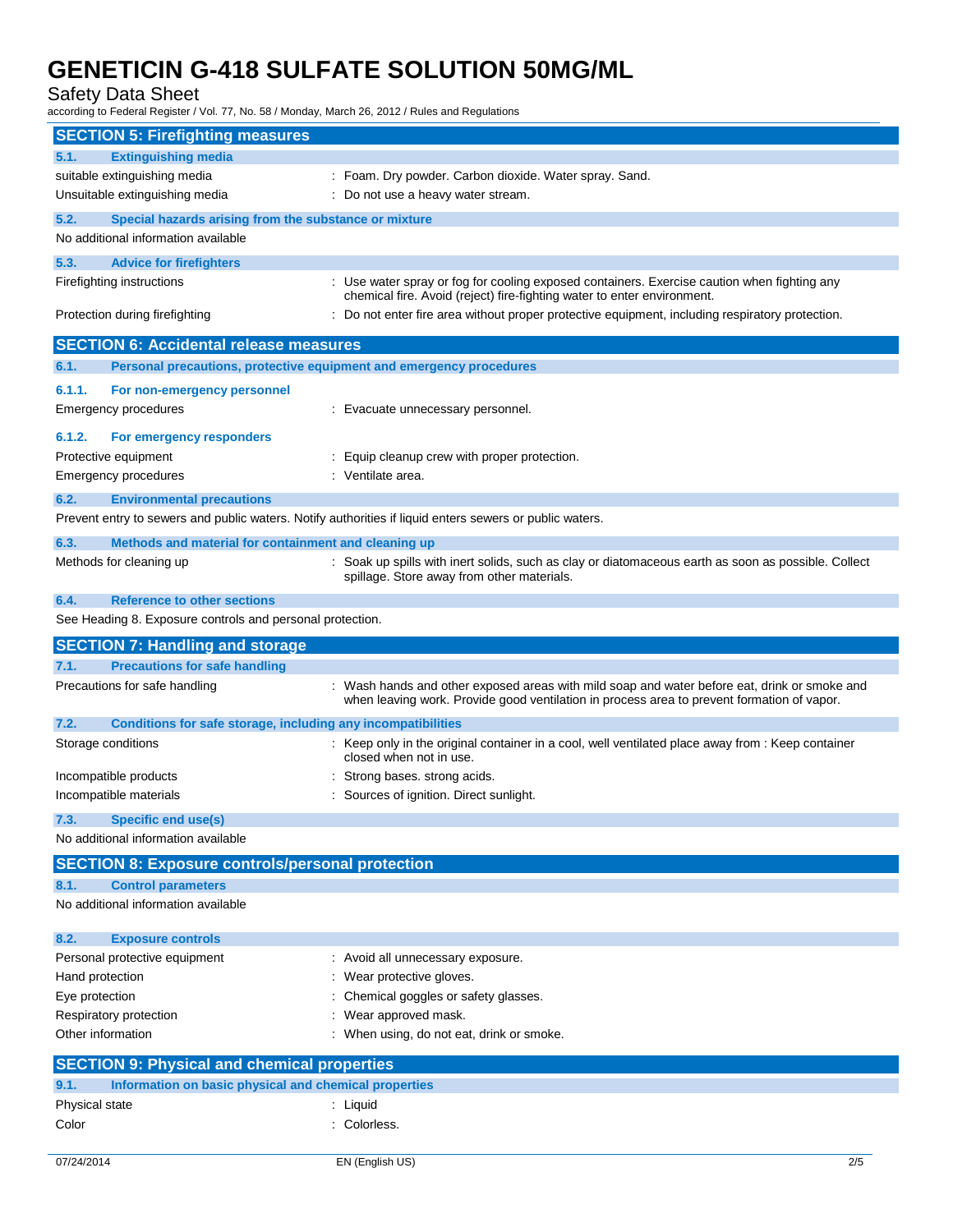## SECTION 5: Firefighting measures

### 5.1. Extinguishing media

| | |
|---|---|
| suitable extinguishing media | : Foam. Dry powder. Carbon dioxide. Water spray. Sand. |
| Unsuitable extinguishing media | : Do not use a heavy water stream. |

### 5.2. Special hazards arising from the substance or mixture

No additional information available

### 5.3. Advice for firefighters

| | |
|---|---|
| Firefighting instructions | : Use water spray or fog for cooling exposed containers. Exercise caution when fighting any chemical fire. Avoid (reject) fire-fighting water to enter environment. |
| Protection during firefighting | : Do not enter fire area without proper protective equipment, including respiratory protection. |

## SECTION 6: Accidental release measures

### 6.1. Personal precautions, protective equipment and emergency procedures

#### 6.1.1. For non-emergency personnel

| | |
|---|---|
| Emergency procedures | : Evacuate unnecessary personnel. |

#### 6.1.2. For emergency responders

| | |
|---|---|
| Protective equipment | : Equip cleanup crew with proper protection. |
| Emergency procedures | : Ventilate area. |

### 6.2. Environmental precautions

Prevent entry to sewers and public waters. Notify authorities if liquid enters sewers or public waters.

### 6.3. Methods and material for containment and cleaning up

| | |
|---|---|
| Methods for cleaning up | : Soak up spills with inert solids, such as clay or diatomaceous earth as soon as possible. Collect spillage. Store away from other materials. |

### 6.4. Reference to other sections

See Heading 8. Exposure controls and personal protection.

## SECTION 7: Handling and storage

### 7.1. Precautions for safe handling

| | |
|---|---|
| Precautions for safe handling | : Wash hands and other exposed areas with mild soap and water before eat, drink or smoke and when leaving work. Provide good ventilation in process area to prevent formation of vapor. |

### 7.2. Conditions for safe storage, including any incompatibilities

| | |
|---|---|
| Storage conditions | : Keep only in the original container in a cool, well ventilated place away from : Keep container closed when not in use. |
| Incompatible products | : Strong bases. strong acids. |
| Incompatible materials | : Sources of ignition. Direct sunlight. |

### 7.3. Specific end use(s)

No additional information available

## SECTION 8: Exposure controls/personal protection

### 8.1. Control parameters

No additional information available

### 8.2. Exposure controls

| | |
|---|---|
| Personal protective equipment | : Avoid all unnecessary exposure. |
| Hand protection | : Wear protective gloves. |
| Eye protection | : Chemical goggles or safety glasses. |
| Respiratory protection | : Wear approved mask. |
| Other information | : When using, do not eat, drink or smoke. |

## SECTION 9: Physical and chemical properties

### 9.1. Information on basic physical and chemical properties

| | |
|---|---|
| Physical state | : Liquid |
| Color | : Colorless. |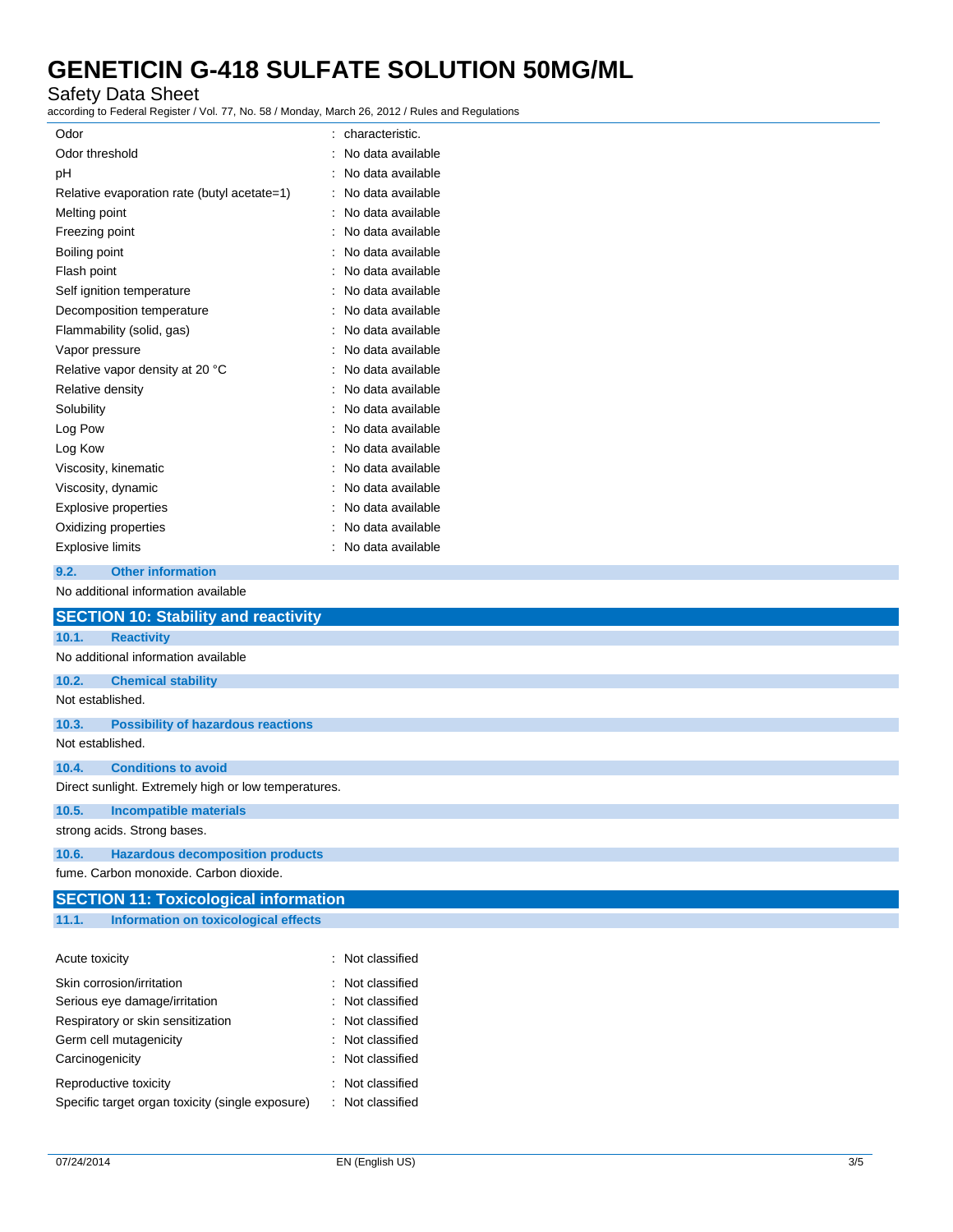| | | |
|---|---|---|
| Odor | : | characteristic. |
| Odor threshold | : | No data available |
| pH | : | No data available |
| Relative evaporation rate (butyl acetate=1) | : | No data available |
| Melting point | : | No data available |
| Freezing point | : | No data available |
| Boiling point | : | No data available |
| Flash point | : | No data available |
| Self ignition temperature | : | No data available |
| Decomposition temperature | : | No data available |
| Flammability (solid, gas) | : | No data available |
| Vapor pressure | : | No data available |
| Relative vapor density at 20 °C | : | No data available |
| Relative density | : | No data available |
| Solubility | : | No data available |
| Log Pow | : | No data available |
| Log Kow | : | No data available |
| Viscosity, kinematic | : | No data available |
| Viscosity, dynamic | : | No data available |
| Explosive properties | : | No data available |
| Oxidizing properties | : | No data available |
| Explosive limits | : | No data available |

### 9.2. Other information

No additional information available

## SECTION 10: Stability and reactivity

### 10.1. Reactivity

No additional information available

### 10.2. Chemical stability

Not established.

### 10.3. Possibility of hazardous reactions

Not established.

### 10.4. Conditions to avoid

Direct sunlight. Extremely high or low temperatures.

### 10.5. Incompatible materials

strong acids. Strong bases.

### 10.6. Hazardous decomposition products

fume. Carbon monoxide. Carbon dioxide.

## SECTION 11: Toxicological information

### 11.1. Information on toxicological effects

| | | |
|---|---|---|
| Acute toxicity | : | Not classified |
| Skin corrosion/irritation | : | Not classified |
| Serious eye damage/irritation | : | Not classified |
| Respiratory or skin sensitization | : | Not classified |
| Germ cell mutagenicity | : | Not classified |
| Carcinogenicity | : | Not classified |
| Reproductive toxicity | : | Not classified |
| Specific target organ toxicity (single exposure) | : | Not classified |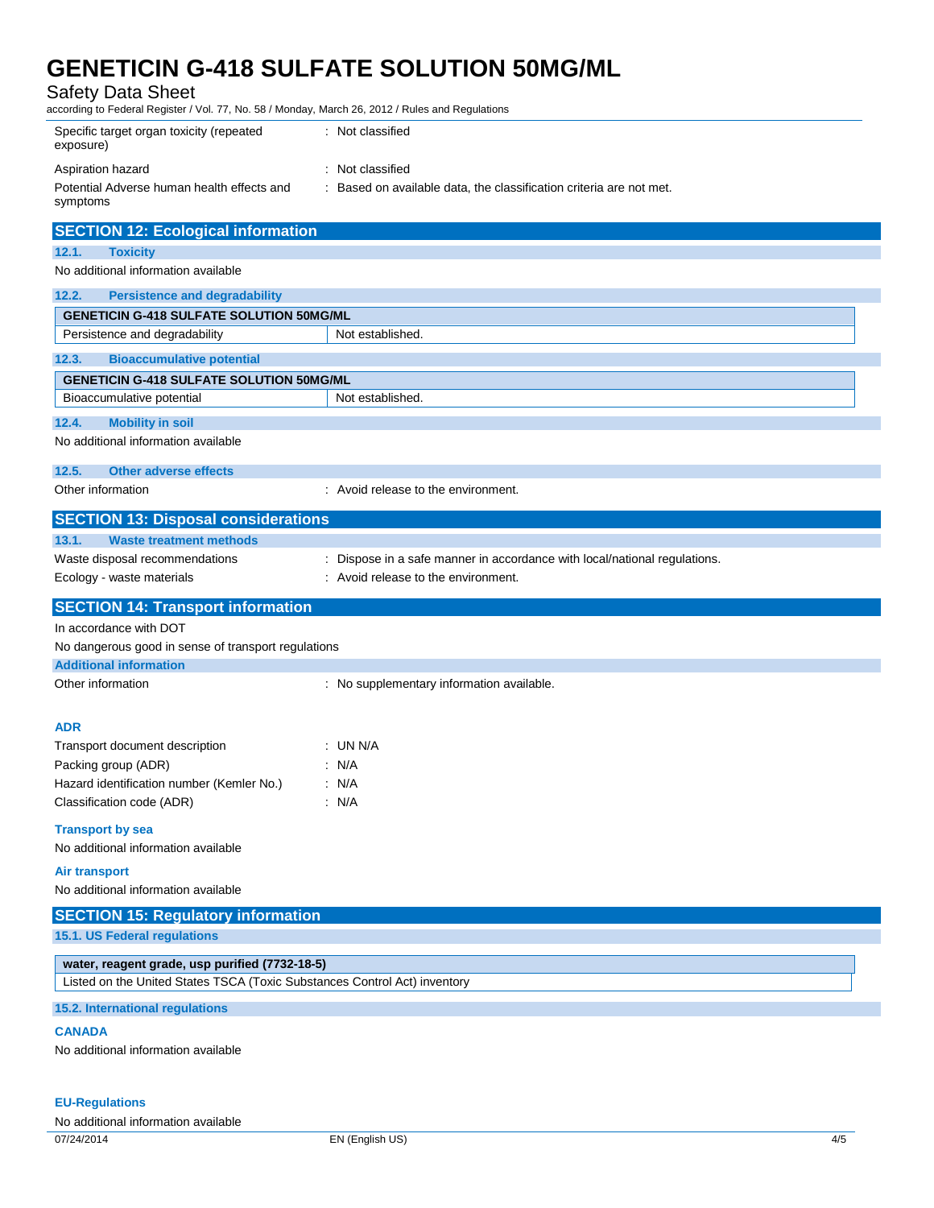| | |
|---|---|
| Specific target organ toxicity (repeated exposure) | : Not classified |
| Aspiration hazard | : Not classified |
| Potential Adverse human health effects and symptoms | : Based on available data, the classification criteria are not met. |

## SECTION 12: Ecological information

### 12.1. Toxicity

No additional information available

### 12.2. Persistence and degradability

| GENETICIN G-418 SULFATE SOLUTION 50MG/ML | |
|---|---|
| Persistence and degradability | Not established. |

### 12.3. Bioaccumulative potential

| GENETICIN G-418 SULFATE SOLUTION 50MG/ML | |
|---|---|
| Bioaccumulative potential | Not established. |

### 12.4. Mobility in soil

No additional information available

### 12.5. Other adverse effects

Other information : Avoid release to the environment.

## SECTION 13: Disposal considerations

### 13.1. Waste treatment methods

| | |
|---|---|
| Waste disposal recommendations | : Dispose in a safe manner in accordance with local/national regulations. |
| Ecology - waste materials | : Avoid release to the environment. |

## SECTION 14: Transport information

In accordance with DOT

No dangerous good in sense of transport regulations

**Additional information**

Other information : No supplementary information available.

**ADR**

| | |
|---|---|
| Transport document description | : UN N/A |
| Packing group (ADR) | : N/A |
| Hazard identification number (Kemler No.) | : N/A |
| Classification code (ADR) | : N/A |

**Transport by sea**

No additional information available

**Air transport**

No additional information available

## SECTION 15: Regulatory information

### 15.1. US Federal regulations

| water, reagent grade, usp purified (7732-18-5) |
|---|
| Listed on the United States TSCA (Toxic Substances Control Act) inventory |

### 15.2. International regulations

**CANADA**

No additional information available

**EU-Regulations**

No additional information available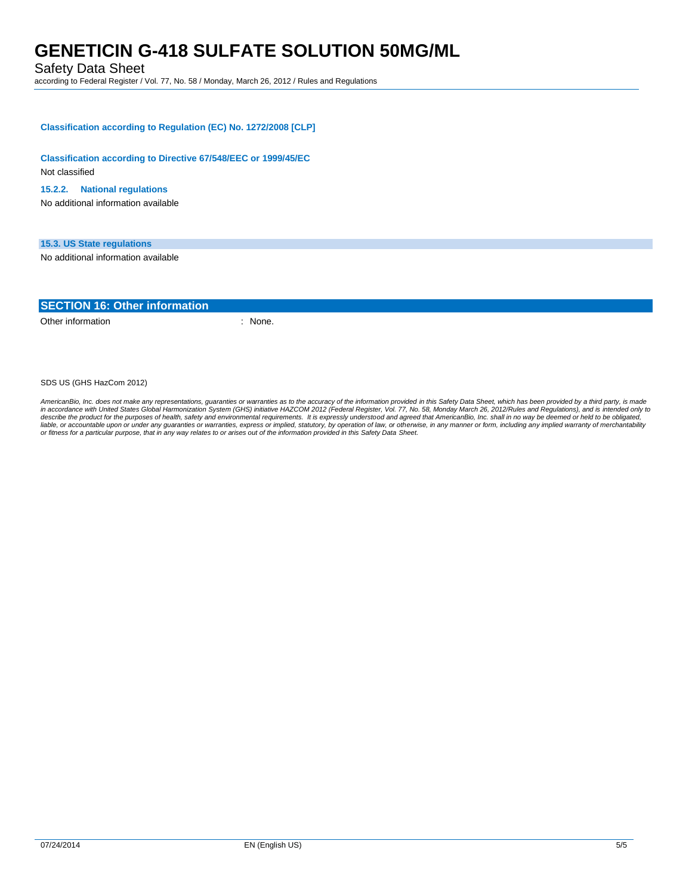**Classification according to Regulation (EC) No. 1272/2008 [CLP]**

**Classification according to Directive 67/548/EEC or 1999/45/EC**

Not classified

### 15.2.2. National regulations

No additional information available

### 15.3. US State regulations

No additional information available

## SECTION 16: Other information

Other information : None.

SDS US (GHS HazCom 2012)

*AmericanBio, Inc. does not make any representations, guaranties or warranties as to the accuracy of the information provided in this Safety Data Sheet, which has been provided by a third party, is made in accordance with United States Global Harmonization System (GHS) initiative HAZCOM 2012 (Federal Register, Vol. 77, No. 58, Monday March 26, 2012/Rules and Regulations), and is intended only to describe the product for the purposes of health, safety and environmental requirements. It is expressly understood and agreed that AmericanBio, Inc. shall in no way be deemed or held to be obligated, liable, or accountable upon or under any guaranties or warranties, express or implied, statutory, by operation of law, or otherwise, in any manner or form, including any implied warranty of merchantability or fitness for a particular purpose, that in any way relates to or arises out of the information provided in this Safety Data Sheet.*